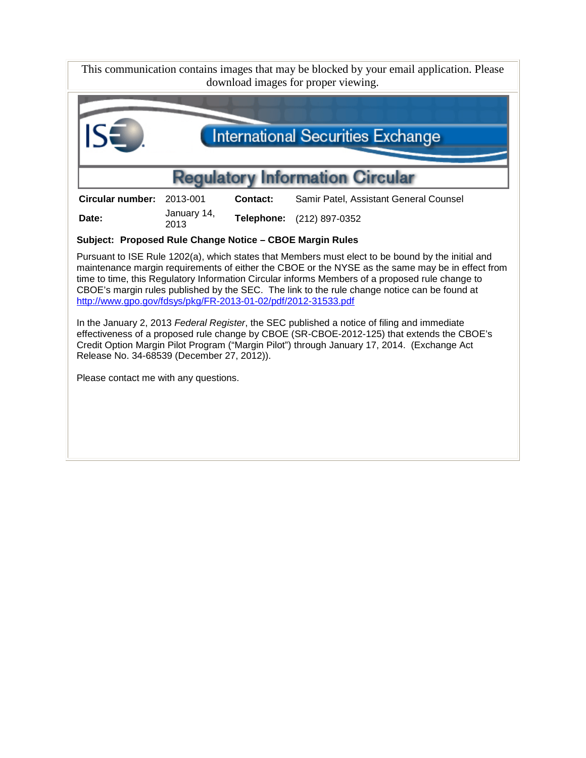This communication contains images that may be blocked by your email application. Please download images for proper viewing.

# International Securities Exchange

## Regulatory Information Circular

| | | | |
|---|---|---|---|
| **Circular number:** | 2013-001 | **Contact:** | Samir Patel, Assistant General Counsel |
| **Date:** | January 14, 2013 | **Telephone:** | (212) 897-0352 |

**Subject: Proposed Rule Change Notice – CBOE Margin Rules**

Pursuant to ISE Rule 1202(a), which states that Members must elect to be bound by the initial and maintenance margin requirements of either the CBOE or the NYSE as the same may be in effect from time to time, this Regulatory Information Circular informs Members of a proposed rule change to CBOE's margin rules published by the SEC. The link to the rule change notice can be found at http://www.gpo.gov/fdsys/pkg/FR-2013-01-02/pdf/2012-31533.pdf

In the January 2, 2013 *Federal Register*, the SEC published a notice of filing and immediate effectiveness of a proposed rule change by CBOE (SR-CBOE-2012-125) that extends the CBOE's Credit Option Margin Pilot Program ("Margin Pilot") through January 17, 2014. (Exchange Act Release No. 34-68539 (December 27, 2012)).

Please contact me with any questions.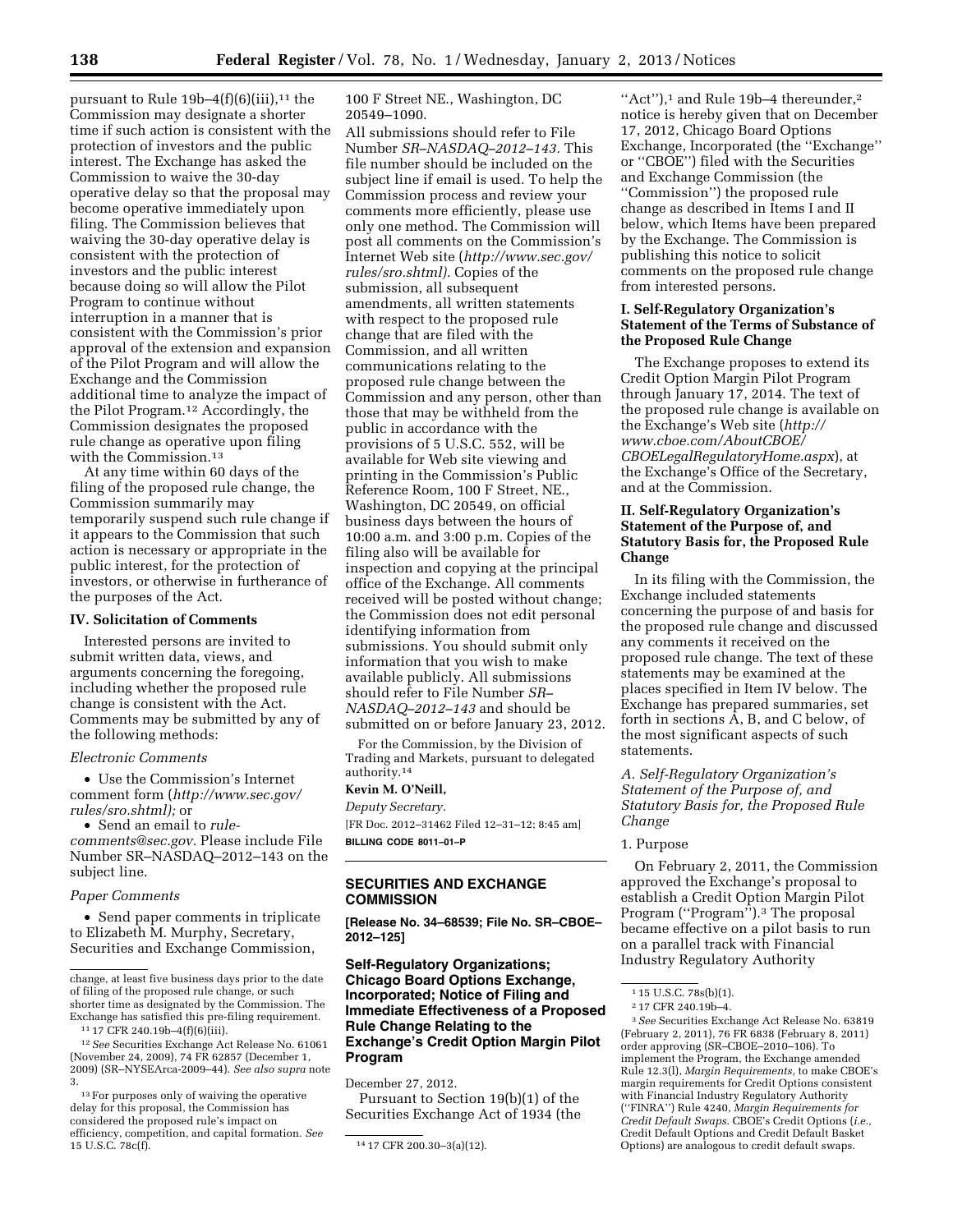pursuant to Rule 19b–4(f)(6)(iii),[11] the Commission may designate a shorter time if such action is consistent with the protection of investors and the public interest. The Exchange has asked the Commission to waive the 30-day operative delay so that the proposal may become operative immediately upon filing. The Commission believes that waiving the 30-day operative delay is consistent with the protection of investors and the public interest because doing so will allow the Pilot Program to continue without interruption in a manner that is consistent with the Commission's prior approval of the extension and expansion of the Pilot Program and will allow the Exchange and the Commission additional time to analyze the impact of the Pilot Program.[12] Accordingly, the Commission designates the proposed rule change as operative upon filing with the Commission.[13]

At any time within 60 days of the filing of the proposed rule change, the Commission summarily may temporarily suspend such rule change if it appears to the Commission that such action is necessary or appropriate in the public interest, for the protection of investors, or otherwise in furtherance of the purposes of the Act.

### IV. Solicitation of Comments

Interested persons are invited to submit written data, views, and arguments concerning the foregoing, including whether the proposed rule change is consistent with the Act. Comments may be submitted by any of the following methods:

*Electronic Comments*

- Use the Commission's Internet comment form (*http://www.sec.gov/rules/sro.shtml);* or
- Send an email to *rule-comments@sec.gov.* Please include File Number SR–NASDAQ–2012–143 on the subject line.

*Paper Comments*

- Send paper comments in triplicate to Elizabeth M. Murphy, Secretary, Securities and Exchange Commission, 100 F Street NE., Washington, DC 20549–1090.

All submissions should refer to File Number *SR–NASDAQ–2012–143.* This file number should be included on the subject line if email is used. To help the Commission process and review your comments more efficiently, please use only one method. The Commission will post all comments on the Commission's Internet Web site (*http://www.sec.gov/rules/sro.shtml).* Copies of the submission, all subsequent amendments, all written statements with respect to the proposed rule change that are filed with the Commission, and all written communications relating to the proposed rule change between the Commission and any person, other than those that may be withheld from the public in accordance with the provisions of 5 U.S.C. 552, will be available for Web site viewing and printing in the Commission's Public Reference Room, 100 F Street, NE., Washington, DC 20549, on official business days between the hours of 10:00 a.m. and 3:00 p.m. Copies of the filing also will be available for inspection and copying at the principal office of the Exchange. All comments received will be posted without change; the Commission does not edit personal identifying information from submissions. You should submit only information that you wish to make available publicly. All submissions should refer to File Number *SR–NASDAQ–2012–143* and should be submitted on or before January 23, 2012.

For the Commission, by the Division of Trading and Markets, pursuant to delegated authority.[14]

**Kevin M. O'Neill,**

*Deputy Secretary.*

[FR Doc. 2012–31462 Filed 12–31–12; 8:45 am]

**BILLING CODE 8011–01–P**

---

change, at least five business days prior to the date of filing of the proposed rule change, or such shorter time as designated by the Commission. The Exchange has satisfied this pre-filing requirement.

[11] 17 CFR 240.19b–4(f)(6)(iii).

[12] *See* Securities Exchange Act Release No. 61061 (November 24, 2009), 74 FR 62857 (December 1, 2009) (SR–NYSEArca-2009–44). *See also supra* note 3.

[13] For purposes only of waiving the operative delay for this proposal, the Commission has considered the proposed rule's impact on efficiency, competition, and capital formation. *See* 15 U.S.C. 78c(f).

[14] 17 CFR 200.30–3(a)(12).

---

## SECURITIES AND EXCHANGE COMMISSION

**[Release No. 34–68539; File No. SR–CBOE–2012–125]**

## Self-Regulatory Organizations; Chicago Board Options Exchange, Incorporated; Notice of Filing and Immediate Effectiveness of a Proposed Rule Change Relating to the Exchange's Credit Option Margin Pilot Program

December 27, 2012.

Pursuant to Section 19(b)(1) of the Securities Exchange Act of 1934 (the "Act"),[1] and Rule 19b–4 thereunder,[2] notice is hereby given that on December 17, 2012, Chicago Board Options Exchange, Incorporated (the "Exchange" or "CBOE") filed with the Securities and Exchange Commission (the "Commission") the proposed rule change as described in Items I and II below, which Items have been prepared by the Exchange. The Commission is publishing this notice to solicit comments on the proposed rule change from interested persons.

### I. Self-Regulatory Organization's Statement of the Terms of Substance of the Proposed Rule Change

The Exchange proposes to extend its Credit Option Margin Pilot Program through January 17, 2014. The text of the proposed rule change is available on the Exchange's Web site (*http://www.cboe.com/AboutCBOE/CBOELegalRegulatoryHome.aspx*), at the Exchange's Office of the Secretary, and at the Commission.

### II. Self-Regulatory Organization's Statement of the Purpose of, and Statutory Basis for, the Proposed Rule Change

In its filing with the Commission, the Exchange included statements concerning the purpose of and basis for the proposed rule change and discussed any comments it received on the proposed rule change. The text of these statements may be examined at the places specified in Item IV below. The Exchange has prepared summaries, set forth in sections A, B, and C below, of the most significant aspects of such statements.

*A. Self-Regulatory Organization's Statement of the Purpose of, and Statutory Basis for, the Proposed Rule Change*

1. Purpose

On February 2, 2011, the Commission approved the Exchange's proposal to establish a Credit Option Margin Pilot Program ("Program").[3] The proposal became effective on a pilot basis to run on a parallel track with Financial Industry Regulatory Authority

---

[1] 15 U.S.C. 78s(b)(1).

[2] 17 CFR 240.19b–4.

[3] *See* Securities Exchange Act Release No. 63819 (February 2, 2011), 76 FR 6838 (February 8, 2011) order approving (SR–CBOE–2010–106). To implement the Program, the Exchange amended Rule 12.3(l), *Margin Requirements,* to make CBOE's margin requirements for Credit Options consistent with Financial Industry Regulatory Authority ("FINRA") Rule 4240, *Margin Requirements for Credit Default Swaps.* CBOE's Credit Options (*i.e.,* Credit Default Options and Credit Default Basket Options) are analogous to credit default swaps.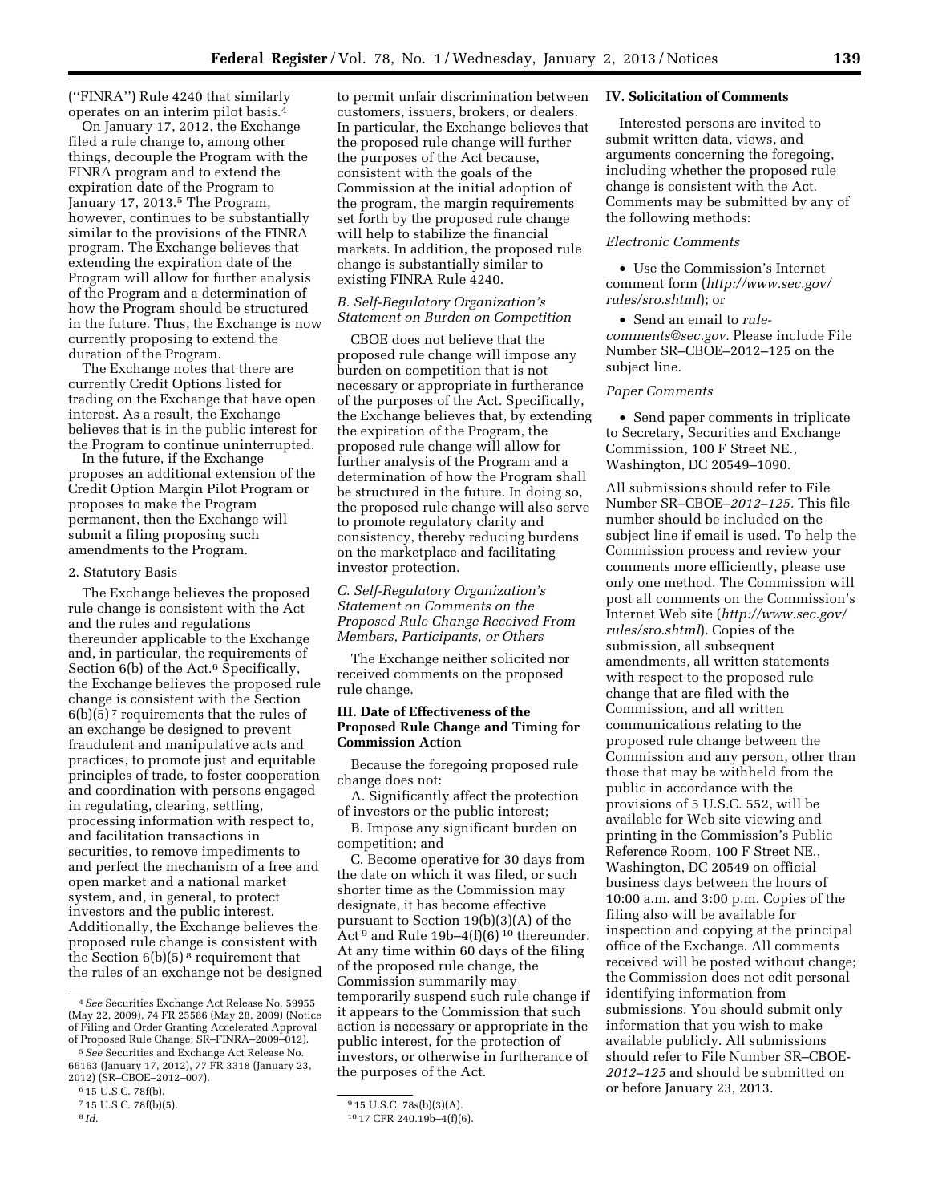(''FINRA'') Rule 4240 that similarly operates on an interim pilot basis.[4]

On January 17, 2012, the Exchange filed a rule change to, among other things, decouple the Program with the FINRA program and to extend the expiration date of the Program to January 17, 2013.[5] The Program, however, continues to be substantially similar to the provisions of the FINRA program. The Exchange believes that extending the expiration date of the Program will allow for further analysis of the Program and a determination of how the Program should be structured in the future. Thus, the Exchange is now currently proposing to extend the duration of the Program.

The Exchange notes that there are currently Credit Options listed for trading on the Exchange that have open interest. As a result, the Exchange believes that is in the public interest for the Program to continue uninterrupted.

In the future, if the Exchange proposes an additional extension of the Credit Option Margin Pilot Program or proposes to make the Program permanent, then the Exchange will submit a filing proposing such amendments to the Program.

2. Statutory Basis

The Exchange believes the proposed rule change is consistent with the Act and the rules and regulations thereunder applicable to the Exchange and, in particular, the requirements of Section 6(b) of the Act.[6] Specifically, the Exchange believes the proposed rule change is consistent with the Section 6(b)(5)[7] requirements that the rules of an exchange be designed to prevent fraudulent and manipulative acts and practices, to promote just and equitable principles of trade, to foster cooperation and coordination with persons engaged in regulating, clearing, settling, processing information with respect to, and facilitation transactions in securities, to remove impediments to and perfect the mechanism of a free and open market and a national market system, and, in general, to protect investors and the public interest. Additionally, the Exchange believes the proposed rule change is consistent with the Section 6(b)(5)[8] requirement that the rules of an exchange not be designed to permit unfair discrimination between customers, issuers, brokers, or dealers. In particular, the Exchange believes that the proposed rule change will further the purposes of the Act because, consistent with the goals of the Commission at the initial adoption of the program, the margin requirements set forth by the proposed rule change will help to stabilize the financial markets. In addition, the proposed rule change is substantially similar to existing FINRA Rule 4240.

*B. Self-Regulatory Organization's Statement on Burden on Competition*

CBOE does not believe that the proposed rule change will impose any burden on competition that is not necessary or appropriate in furtherance of the purposes of the Act. Specifically, the Exchange believes that, by extending the expiration of the Program, the proposed rule change will allow for further analysis of the Program and a determination of how the Program shall be structured in the future. In doing so, the proposed rule change will also serve to promote regulatory clarity and consistency, thereby reducing burdens on the marketplace and facilitating investor protection.

*C. Self-Regulatory Organization's Statement on Comments on the Proposed Rule Change Received From Members, Participants, or Others*

The Exchange neither solicited nor received comments on the proposed rule change.

**III. Date of Effectiveness of the Proposed Rule Change and Timing for Commission Action**

Because the foregoing proposed rule change does not:

A. Significantly affect the protection of investors or the public interest;

B. Impose any significant burden on competition; and

C. Become operative for 30 days from the date on which it was filed, or such shorter time as the Commission may designate, it has become effective pursuant to Section 19(b)(3)(A) of the Act[9] and Rule 19b–4(f)(6)[10] thereunder. At any time within 60 days of the filing of the proposed rule change, the Commission summarily may temporarily suspend such rule change if it appears to the Commission that such action is necessary or appropriate in the public interest, for the protection of investors, or otherwise in furtherance of the purposes of the Act.

**IV. Solicitation of Comments**

Interested persons are invited to submit written data, views, and arguments concerning the foregoing, including whether the proposed rule change is consistent with the Act. Comments may be submitted by any of the following methods:

*Electronic Comments*

- Use the Commission's Internet comment form (*http://www.sec.gov/rules/sro.shtml*); or
- Send an email to *rule-comments@sec.gov*. Please include File Number SR–CBOE–2012–125 on the subject line.

*Paper Comments*

- Send paper comments in triplicate to Secretary, Securities and Exchange Commission, 100 F Street NE., Washington, DC 20549–1090.

All submissions should refer to File Number SR–CBOE–*2012–125*. This file number should be included on the subject line if email is used. To help the Commission process and review your comments more efficiently, please use only one method. The Commission will post all comments on the Commission's Internet Web site (*http://www.sec.gov/rules/sro.shtml*). Copies of the submission, all subsequent amendments, all written statements with respect to the proposed rule change that are filed with the Commission, and all written communications relating to the proposed rule change between the Commission and any person, other than those that may be withheld from the public in accordance with the provisions of 5 U.S.C. 552, will be available for Web site viewing and printing in the Commission's Public Reference Room, 100 F Street NE., Washington, DC 20549 on official business days between the hours of 10:00 a.m. and 3:00 p.m. Copies of the filing also will be available for inspection and copying at the principal office of the Exchange. All comments received will be posted without change; the Commission does not edit personal identifying information from submissions. You should submit only information that you wish to make available publicly. All submissions should refer to File Number SR–CBOE-*2012–125* and should be submitted on or before January 23, 2013.

---

[4] *See* Securities Exchange Act Release No. 59955 (May 22, 2009), 74 FR 25586 (May 28, 2009) (Notice of Filing and Order Granting Accelerated Approval of Proposed Rule Change; SR–FINRA–2009–012).

[5] *See* Securities and Exchange Act Release No. 66163 (January 17, 2012), 77 FR 3318 (January 23, 2012) (SR–CBOE–2012–007).

[6] 15 U.S.C. 78f(b).

[7] 15 U.S.C. 78f(b)(5).

[8] *Id.*

[9] 15 U.S.C. 78s(b)(3)(A).

[10] 17 CFR 240.19b–4(f)(6).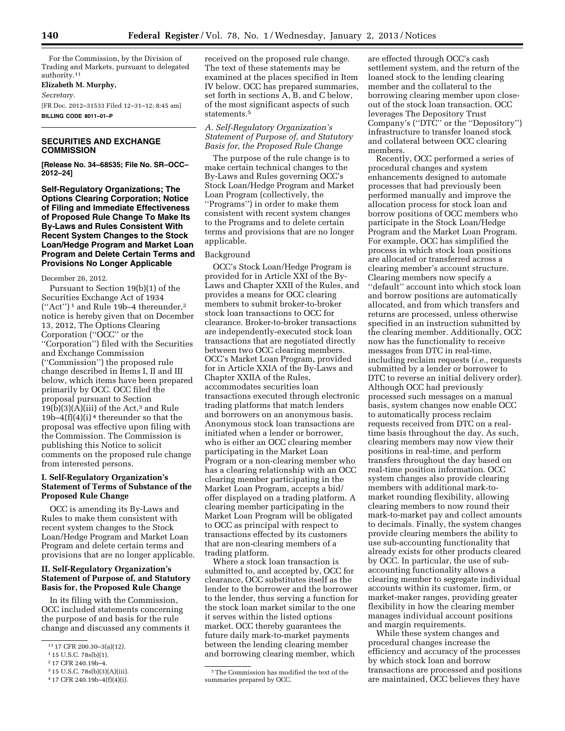For the Commission, by the Division of Trading and Markets, pursuant to delegated authority.[11]

**Elizabeth M. Murphy,**

*Secretary.*

[FR Doc. 2012–31533 Filed 12–31–12; 8:45 am]

**BILLING CODE 8011–01–P**

## SECURITIES AND EXCHANGE COMMISSION

**[Release No. 34–68535; File No. SR–OCC–2012–24]**

### Self-Regulatory Organizations; The Options Clearing Corporation; Notice of Filing and Immediate Effectiveness of Proposed Rule Change To Make Its By-Laws and Rules Consistent With Recent System Changes to the Stock Loan/Hedge Program and Market Loan Program and Delete Certain Terms and Provisions No Longer Applicable

December 26, 2012.

Pursuant to Section 19(b)(1) of the Securities Exchange Act of 1934 (''Act'')[1] and Rule 19b–4 thereunder,[2] notice is hereby given that on December 13, 2012, The Options Clearing Corporation (''OCC'' or the ''Corporation'') filed with the Securities and Exchange Commission (''Commission'') the proposed rule change described in Items I, II and III below, which items have been prepared primarily by OCC. OCC filed the proposal pursuant to Section 19(b)(3)(A)(iii) of the Act,[3] and Rule 19b–4(f)(4)(i)[4] thereunder so that the proposal was effective upon filing with the Commission. The Commission is publishing this Notice to solicit comments on the proposed rule change from interested persons.

### I. Self-Regulatory Organization's Statement of Terms of Substance of the Proposed Rule Change

OCC is amending its By-Laws and Rules to make them consistent with recent system changes to the Stock Loan/Hedge Program and Market Loan Program and delete certain terms and provisions that are no longer applicable.

### II. Self-Regulatory Organization's Statement of Purpose of, and Statutory Basis for, the Proposed Rule Change

In its filing with the Commission, OCC included statements concerning the purpose of and basis for the rule change and discussed any comments it received on the proposed rule change. The text of these statements may be examined at the places specified in Item IV below. OCC has prepared summaries, set forth in sections A, B, and C below, of the most significant aspects of such statements.[5]

#### *A. Self-Regulatory Organization's Statement of Purpose of, and Statutory Basis for, the Proposed Rule Change*

The purpose of the rule change is to make certain technical changes to the By-Laws and Rules governing OCC's Stock Loan/Hedge Program and Market Loan Program (collectively, the ''Programs'') in order to make them consistent with recent system changes to the Programs and to delete certain terms and provisions that are no longer applicable.

Background

OCC's Stock Loan/Hedge Program is provided for in Article XXI of the By-Laws and Chapter XXII of the Rules, and provides a means for OCC clearing members to submit broker-to-broker stock loan transactions to OCC for clearance. Broker-to-broker transactions are independently-executed stock loan transactions that are negotiated directly between two OCC clearing members. OCC's Market Loan Program, provided for in Article XXIA of the By-Laws and Chapter XXIIA of the Rules, accommodates securities loan transactions executed through electronic trading platforms that match lenders and borrowers on an anonymous basis. Anonymous stock loan transactions are initiated when a lender or borrower, who is either an OCC clearing member participating in the Market Loan Program or a non-clearing member who has a clearing relationship with an OCC clearing member participating in the Market Loan Program, accepts a bid/offer displayed on a trading platform. A clearing member participating in the Market Loan Program will be obligated to OCC as principal with respect to transactions effected by its customers that are non-clearing members of a trading platform.

Where a stock loan transaction is submitted to, and accepted by, OCC for clearance, OCC substitutes itself as the lender to the borrower and the borrower to the lender, thus serving a function for the stock loan market similar to the one it serves within the listed options market. OCC thereby guarantees the future daily mark-to-market payments between the lending clearing member and borrowing clearing member, which are effected through OCC's cash settlement system, and the return of the loaned stock to the lending clearing member and the collateral to the borrowing clearing member upon close-out of the stock loan transaction. OCC leverages The Depository Trust Company's (''DTC'' or the ''Depository'') infrastructure to transfer loaned stock and collateral between OCC clearing members.

Recently, OCC performed a series of procedural changes and system enhancements designed to automate processes that had previously been performed manually and improve the allocation process for stock loan and borrow positions of OCC members who participate in the Stock Loan/Hedge Program and the Market Loan Program. For example, OCC has simplified the process in which stock loan positions are allocated or transferred across a clearing member's account structure. Clearing members now specify a ''default'' account into which stock loan and borrow positions are automatically allocated, and from which transfers and returns are processed, unless otherwise specified in an instruction submitted by the clearing member. Additionally, OCC now has the functionality to receive messages from DTC in real-time, including reclaim requests (*i.e.,* requests submitted by a lender or borrower to DTC to reverse an initial delivery order). Although OCC had previously processed such messages on a manual basis, system changes now enable OCC to automatically process reclaim requests received from DTC on a real-time basis throughout the day. As such, clearing members may now view their positions in real-time, and perform transfers throughout the day based on real-time position information. OCC system changes also provide clearing members with additional mark-to-market rounding flexibility, allowing clearing members to now round their mark-to-market pay and collect amounts to decimals. Finally, the system changes provide clearing members the ability to use sub-accounting functionality that already exists for other products cleared by OCC. In particular, the use of sub-accounting functionality allows a clearing member to segregate individual accounts within its customer, firm, or market-maker ranges, providing greater flexibility in how the clearing member manages individual account positions and margin requirements.

While these system changes and procedural changes increase the efficiency and accuracy of the processes by which stock loan and borrow transactions are processed and positions are maintained, OCC believes they have

---

[11] 17 CFR 200.30–3(a)(12).

[1] 15 U.S.C. 78s(b)(1).

[2] 17 CFR 240.19b–4.

[3] 15 U.S.C. 78s(b)(3)(A)(iii).

[4] 17 CFR 240.19b–4(f)(4)(i).

[5] The Commission has modified the text of the summaries prepared by OCC.